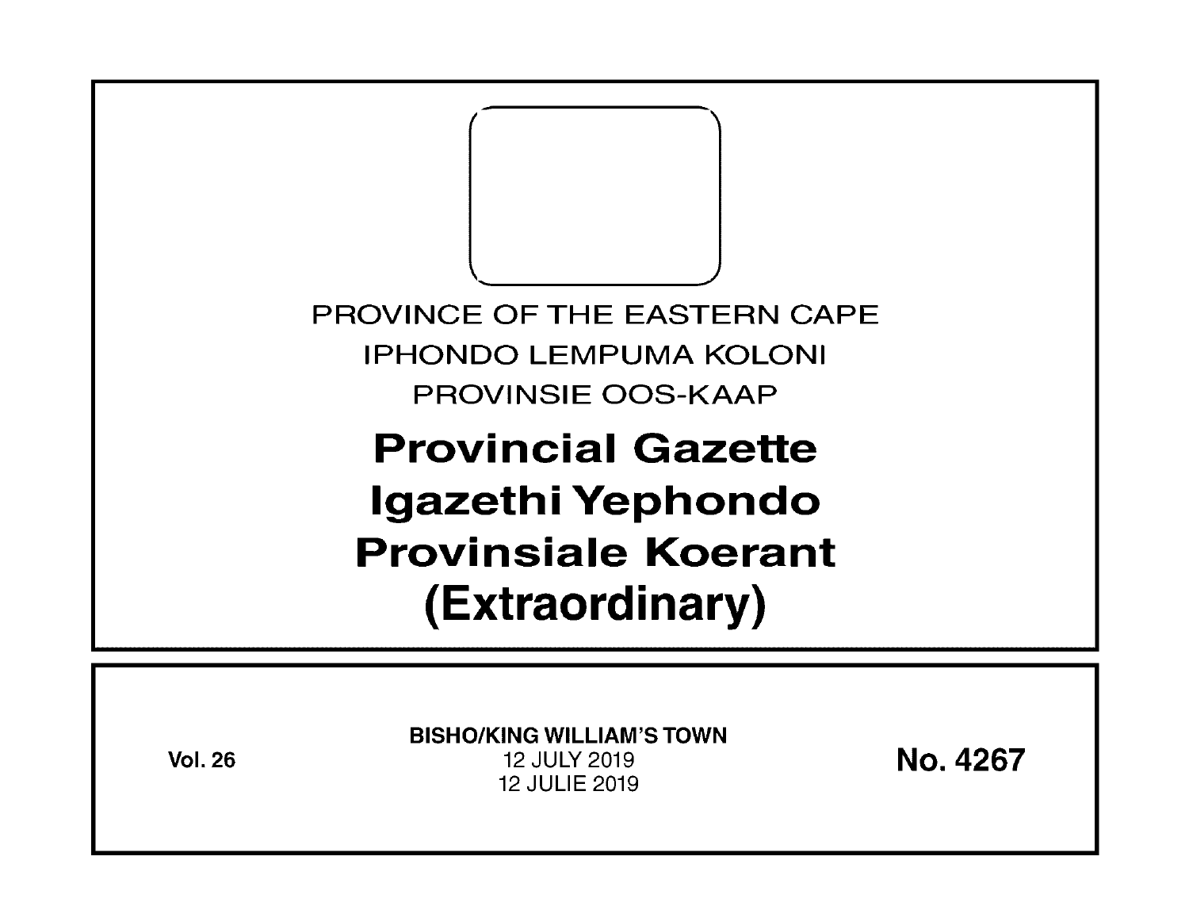PROVINCE OF THE EASTERN CAPE

IPHONDO LEMPUMA KOLONI

PROVINSIE OOS-KAAP

# Provincial Gazette
# Igazethi Yephondo
# Provinsiale Koerant
# (Extraordinary)

**Vol. 26**

**BISHO/KING WILLIAM'S TOWN**

12 JULY 2019

12 JULIE 2019

**No. 4267**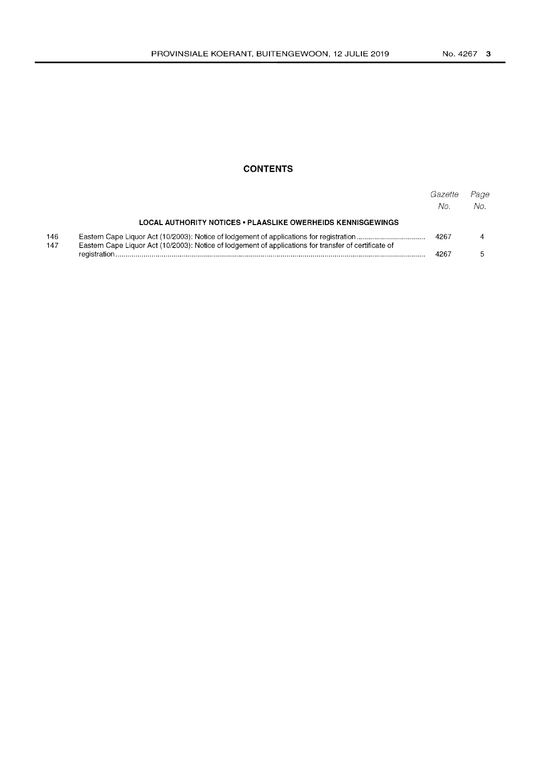## CONTENTS

| | | Gazette No. | Page No. |
|---|---|---|---|
| | **LOCAL AUTHORITY NOTICES • PLAASLIKE OWERHEIDS KENNISGEWINGS** | | |
| 146 | Eastern Cape Liquor Act (10/2003): Notice of lodgement of applications for registration | 4267 | 4 |
| 147 | Eastern Cape Liquor Act (10/2003): Notice of lodgement of applications for transfer of certificate of registration | 4267 | 5 |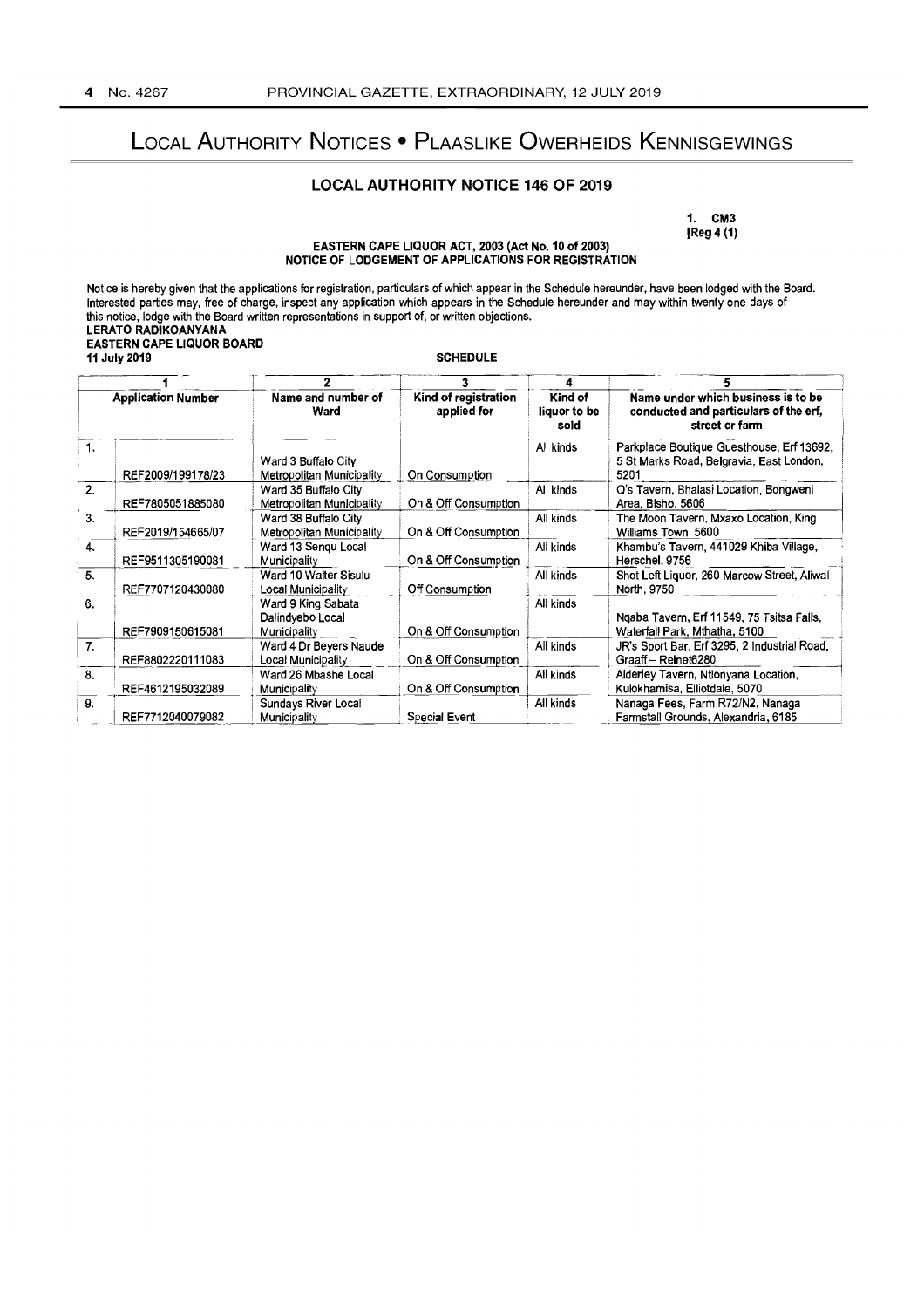# Local Authority Notices • Plaaslike Owerheids Kennisgewings

## LOCAL AUTHORITY NOTICE 146 OF 2019

**1. CM3**
**[Reg 4 (1)**

**EASTERN CAPE LIQUOR ACT, 2003 (Act No. 10 of 2003)**
**NOTICE OF LODGEMENT OF APPLICATIONS FOR REGISTRATION**

Notice is hereby given that the applications for registration, particulars of which appear in the Schedule hereunder, have been lodged with the Board. Interested parties may, free of charge, inspect any application which appears in the Schedule hereunder and may within twenty one days of this notice, lodge with the Board written representations in support of, or written objections.

**LERATO RADIKOANYANA**
**EASTERN CAPE LIQUOR BOARD**
**11 July 2019**

**SCHEDULE**

| | 1 | 2 | 3 | 4 | 5 |
|---|---|---|---|---|---|
| | **Application Number** | **Name and number of Ward** | **Kind of registration applied for** | **Kind of liquor to be sold** | **Name under which business is to be conducted and particulars of the erf, street or farm** |
| 1. | REF2009/199178/23 | Ward 3 Buffalo City Metropolitan Municipality | On Consumption | All kinds | Parkplace Boutique Guesthouse, Erf 13692, 5 St Marks Road, Belgravia, East London, 5201 |
| 2. | REF7805051885080 | Ward 35 Buffalo City Metropolitan Municipality | On & Off Consumption | All kinds | Q's Tavern, Bhalasi Location, Bongweni Area, Bisho, 5606 |
| 3. | REF2019/154665/07 | Ward 38 Buffalo City Metropolitan Municipality | On & Off Consumption | All kinds | The Moon Tavern, Mxaxo Location, King Williams Town. 5600 |
| 4. | REF9511305190081 | Ward 13 Senqu Local Municipality | On & Off Consumption | All kinds | Khambu's Tavern, 441029 Khiba Village, Herschel, 9756 |
| 5. | REF7707120430080 | Ward 10 Walter Sisulu Local Municipality | Off Consumption | All kinds | Shot Left Liquor, 260 Marcow Street, Aliwal North, 9750 |
| 6. | REF7909150615081 | Ward 9 King Sabata Dalindyebo Local Municipality | On & Off Consumption | All kinds | Nqaba Tavern, Erf 11549, 75 Tsitsa Falls, Waterfall Park, Mthatha, 5100 |
| 7. | REF8802220111083 | Ward 4 Dr Beyers Naude Local Municipality | On & Off Consumption | All kinds | JR's Sport Bar, Erf 3295, 2 Industrial Road, Graaff – Reinet6280 |
| 8. | REF4612195032089 | Ward 26 Mbashe Local Municipality | On & Off Consumption | All kinds | Alderley Tavern, Ntlonyana Location, Kulokhamisa, Elliotdale, 5070 |
| 9. | REF7712040079082 | Sundays River Local Municipality | Special Event | All kinds | Nanaga Fees, Farm R72/N2, Nanaga Farmstall Grounds, Alexandria, 6185 |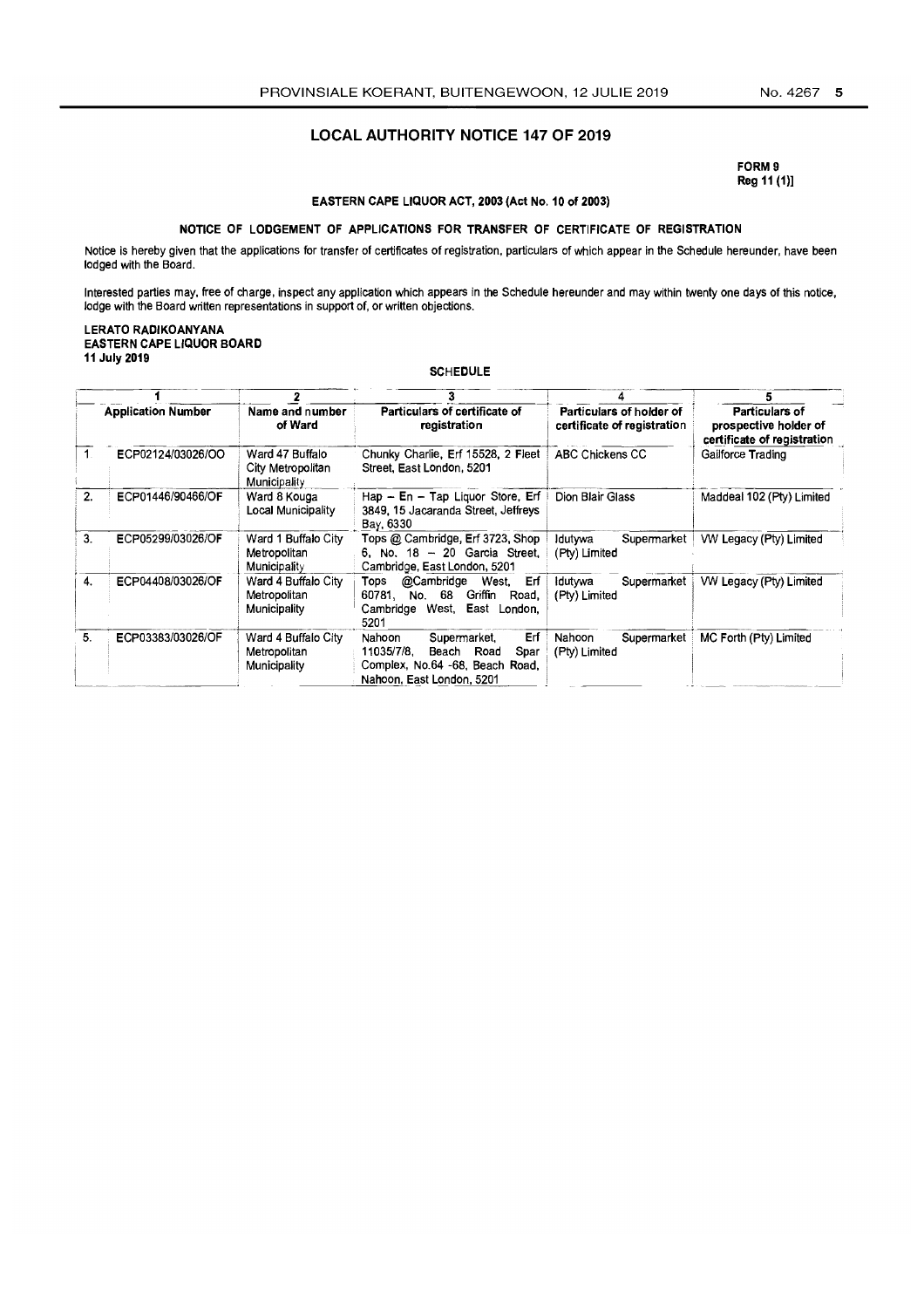## LOCAL AUTHORITY NOTICE 147 OF 2019

**FORM 9**
**Reg 11 (1)]**

**EASTERN CAPE LIQUOR ACT, 2003 (Act No. 10 of 2003)**

**NOTICE OF LODGEMENT OF APPLICATIONS FOR TRANSFER OF CERTIFICATE OF REGISTRATION**

Notice is hereby given that the applications for transfer of certificates of registration, particulars of which appear in the Schedule hereunder, have been lodged with the Board.

Interested parties may, free of charge, inspect any application which appears in the Schedule hereunder and may within twenty one days of this notice, lodge with the Board written representations in support of, or written objections.

**LERATO RADIKOANYANA**
**EASTERN CAPE LIQUOR BOARD**
**11 July 2019**

**SCHEDULE**

| | 1 | 2 | 3 | 4 | 5 |
|---|---|---|---|---|---|
| | **Application Number** | **Name and number of Ward** | **Particulars of certificate of registration** | **Particulars of holder of certificate of registration** | **Particulars of prospective holder of certificate of registration** |
| 1 | ECP02124/03026/OO | Ward 47 Buffalo City Metropolitan Municipality | Chunky Charlie, Erf 15528, 2 Fleet Street, East London, 5201 | ABC Chickens CC | Gailforce Trading |
| 2. | ECP01446/90466/OF | Ward 8 Kouga Local Municipality | Hap – En – Tap Liquor Store, Erf 3849, 15 Jacaranda Street, Jeffreys Bay, 6330 | Dion Blair Glass | Maddeal 102 (Pty) Limited |
| 3. | ECP05299/03026/OF | Ward 1 Buffalo City Metropolitan Municipality | Tops @ Cambridge, Erf 3723, Shop 6, No. 18 – 20 Garcia Street, Cambridge, East London, 5201 | Idutywa Supermarket (Pty) Limited | VW Legacy (Pty) Limited |
| 4. | ECP04408/03026/OF | Ward 4 Buffalo City Metropolitan Municipality | Tops @Cambridge West, Erf 60781, No. 68 Griffin Road, Cambridge West, East London, 5201 | Idutywa Supermarket (Pty) Limited | VW Legacy (Pty) Limited |
| 5. | ECP03383/03026/OF | Ward 4 Buffalo City Metropolitan Municipality | Nahoon Supermarket, Erf 11035/7/8, Beach Road Spar Complex, No.64 -68, Beach Road, Nahoon, East London, 5201 | Nahoon Supermarket (Pty) Limited | MC Forth (Pty) Limited |